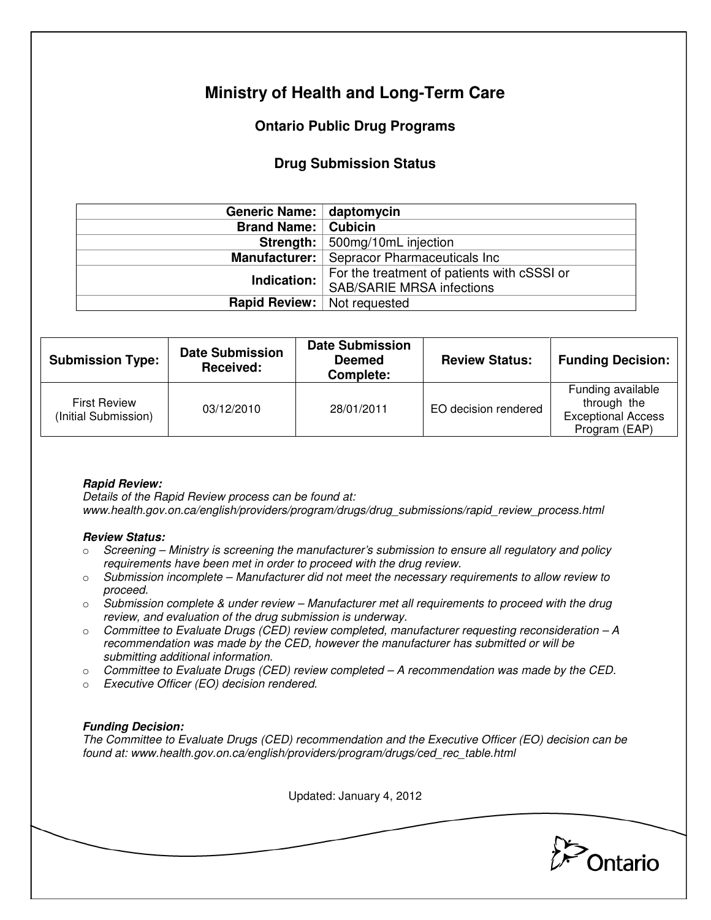# Ministry of Health and Long-Term Care

## Ontario Public Drug Programs

### Drug Submission Status

| | |
|---|---|
| **Generic Name:** | **daptomycin** |
| **Brand Name:** | **Cubicin** |
| **Strength:** | 500mg/10mL injection |
| **Manufacturer:** | Sepracor Pharmaceuticals Inc |
| **Indication:** | For the treatment of patients with cSSSI or SAB/SARIE MRSA infections |
| **Rapid Review:** | Not requested |

| Submission Type: | Date Submission Received: | Date Submission Deemed Complete: | Review Status: | Funding Decision: |
|---|---|---|---|---|
| First Review (Initial Submission) | 03/12/2010 | 28/01/2011 | EO decision rendered | Funding available through the Exceptional Access Program (EAP) |

***Rapid Review:***
*Details of the Rapid Review process can be found at:*
*www.health.gov.on.ca/english/providers/program/drugs/drug_submissions/rapid_review_process.html*

***Review Status:***

- *Screening – Ministry is screening the manufacturer's submission to ensure all regulatory and policy requirements have been met in order to proceed with the drug review.*
- *Submission incomplete – Manufacturer did not meet the necessary requirements to allow review to proceed.*
- *Submission complete & under review – Manufacturer met all requirements to proceed with the drug review, and evaluation of the drug submission is underway.*
- *Committee to Evaluate Drugs (CED) review completed, manufacturer requesting reconsideration – A recommendation was made by the CED, however the manufacturer has submitted or will be submitting additional information.*
- *Committee to Evaluate Drugs (CED) review completed – A recommendation was made by the CED.*
- *Executive Officer (EO) decision rendered.*

***Funding Decision:***
*The Committee to Evaluate Drugs (CED) recommendation and the Executive Officer (EO) decision can be found at: www.health.gov.on.ca/english/providers/program/drugs/ced_rec_table.html*

Updated: January 4, 2012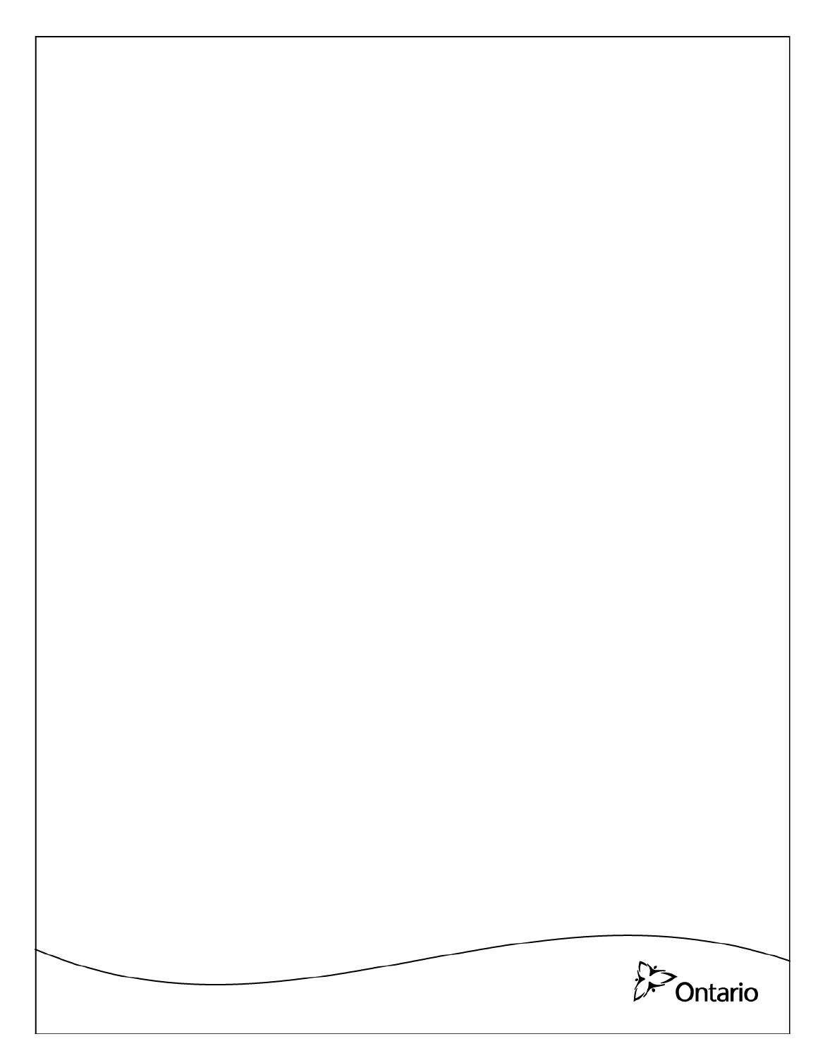Ontario